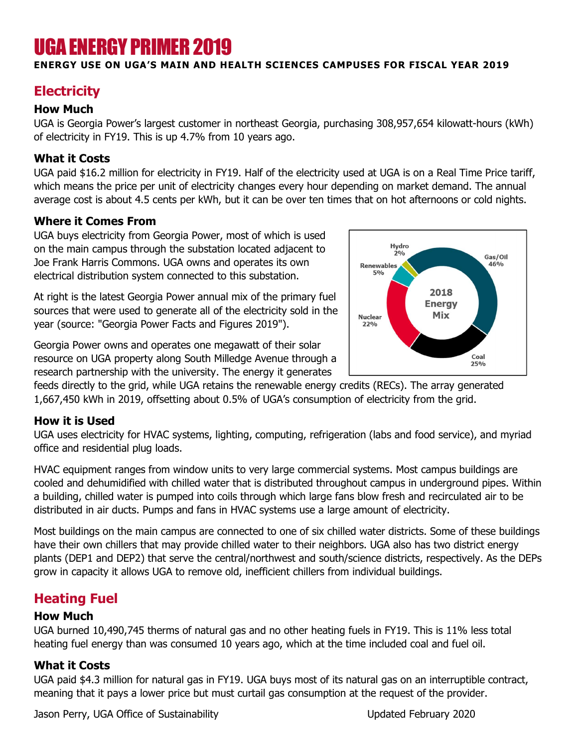# UGA ENERGY PRIMER 2019

**ENERGY USE ON UGA'S MAIN AND HEALTH SCIENCES CAMPUSES FOR FISCAL YEAR 2019**

## Electricity

### How Much

UGA is Georgia Power's largest customer in northeast Georgia, purchasing 308,957,654 kilowatt-hours (kWh) of electricity in FY19. This is up 4.7% from 10 years ago.

### What it Costs

UGA paid $16.2 million for electricity in FY19. Half of the electricity used at UGA is on a Real Time Price tariff, which means the price per unit of electricity changes every hour depending on market demand. The annual average cost is about 4.5 cents per kWh, but it can be over ten times that on hot afternoons or cold nights.

### Where it Comes From

UGA buys electricity from Georgia Power, most of which is used on the main campus through the substation located adjacent to Joe Frank Harris Commons. UGA owns and operates its own electrical distribution system connected to this substation.

At right is the latest Georgia Power annual mix of the primary fuel sources that were used to generate all of the electricity sold in the year (source: "Georgia Power Facts and Figures 2019").

**2018 Energy Mix**

| Source | Share |
|---|---|
| Gas/Oil | 46% |
| Coal | 25% |
| Nuclear | 22% |
| Renewables | 5% |
| Hydro | 2% |

Georgia Power owns and operates one megawatt of their solar resource on UGA property along South Milledge Avenue through a research partnership with the university. The energy it generates feeds directly to the grid, while UGA retains the renewable energy credits (RECs). The array generated 1,667,450 kWh in 2019, offsetting about 0.5% of UGA's consumption of electricity from the grid.

### How it is Used

UGA uses electricity for HVAC systems, lighting, computing, refrigeration (labs and food service), and myriad office and residential plug loads.

HVAC equipment ranges from window units to very large commercial systems. Most campus buildings are cooled and dehumidified with chilled water that is distributed throughout campus in underground pipes. Within a building, chilled water is pumped into coils through which large fans blow fresh and recirculated air to be distributed in air ducts. Pumps and fans in HVAC systems use a large amount of electricity.

Most buildings on the main campus are connected to one of six chilled water districts. Some of these buildings have their own chillers that may provide chilled water to their neighbors. UGA also has two district energy plants (DEP1 and DEP2) that serve the central/northwest and south/science districts, respectively. As the DEPs grow in capacity it allows UGA to remove old, inefficient chillers from individual buildings.

## Heating Fuel

### How Much

UGA burned 10,490,745 therms of natural gas and no other heating fuels in FY19. This is 11% less total heating fuel energy than was consumed 10 years ago, which at the time included coal and fuel oil.

### What it Costs

UGA paid $4.3 million for natural gas in FY19. UGA buys most of its natural gas on an interruptible contract, meaning that it pays a lower price but must curtail gas consumption at the request of the provider.

Jason Perry, UGA Office of Sustainability — Updated February 2020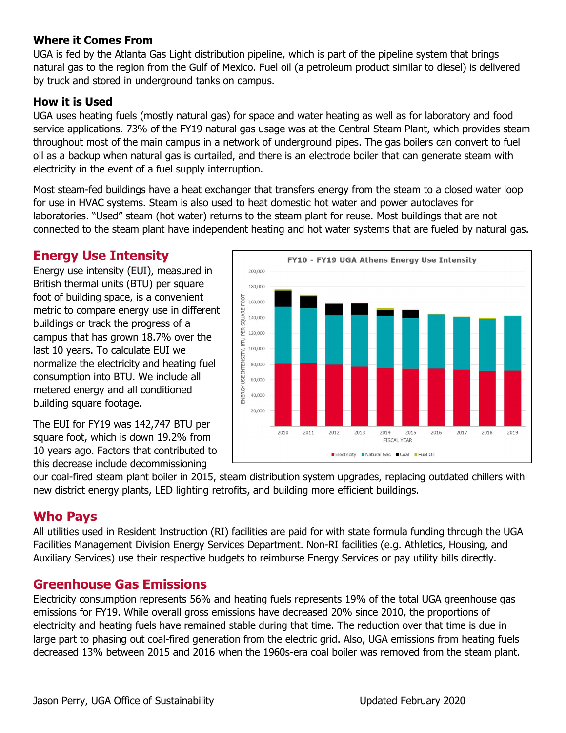### Where it Comes From

UGA is fed by the Atlanta Gas Light distribution pipeline, which is part of the pipeline system that brings natural gas to the region from the Gulf of Mexico. Fuel oil (a petroleum product similar to diesel) is delivered by truck and stored in underground tanks on campus.

### How it is Used

UGA uses heating fuels (mostly natural gas) for space and water heating as well as for laboratory and food service applications. 73% of the FY19 natural gas usage was at the Central Steam Plant, which provides steam throughout most of the main campus in a network of underground pipes. The gas boilers can convert to fuel oil as a backup when natural gas is curtailed, and there is an electrode boiler that can generate steam with electricity in the event of a fuel supply interruption.

Most steam-fed buildings have a heat exchanger that transfers energy from the steam to a closed water loop for use in HVAC systems. Steam is also used to heat domestic hot water and power autoclaves for laboratories. "Used" steam (hot water) returns to the steam plant for reuse. Most buildings that are not connected to the steam plant have independent heating and hot water systems that are fueled by natural gas.

## Energy Use Intensity

Energy use intensity (EUI), measured in British thermal units (BTU) per square foot of building space, is a convenient metric to compare energy use in different buildings or track the progress of a campus that has grown 18.7% over the last 10 years. To calculate EUI we normalize the electricity and heating fuel consumption into BTU. We include all metered energy and all conditioned building square footage.

FY10 - FY19 UGA Athens Energy Use Intensity

ENERGY USE INTENSITY, BTU PER SQUARE FOOT

200,000
180,000
160,000
140,000
120,000
100,000
80,000
60,000
40,000
20,000
-

2010 2011 2012 2013 2014 2015 2016 2017 2018 2019

FISCAL YEAR

Electricity Natural Gas Coal Fuel Oil

The EUI for FY19 was 142,747 BTU per square foot, which is down 19.2% from 10 years ago. Factors that contributed to this decrease include decommissioning our coal-fired steam plant boiler in 2015, steam distribution system upgrades, replacing outdated chillers with new district energy plants, LED lighting retrofits, and building more efficient buildings.

## Who Pays

All utilities used in Resident Instruction (RI) facilities are paid for with state formula funding through the UGA Facilities Management Division Energy Services Department. Non-RI facilities (e.g. Athletics, Housing, and Auxiliary Services) use their respective budgets to reimburse Energy Services or pay utility bills directly.

## Greenhouse Gas Emissions

Electricity consumption represents 56% and heating fuels represents 19% of the total UGA greenhouse gas emissions for FY19. While overall gross emissions have decreased 20% since 2010, the proportions of electricity and heating fuels have remained stable during that time. The reduction over that time is due in large part to phasing out coal-fired generation from the electric grid. Also, UGA emissions from heating fuels decreased 13% between 2015 and 2016 when the 1960s-era coal boiler was removed from the steam plant.

Jason Perry, UGA Office of Sustainability

Updated February 2020